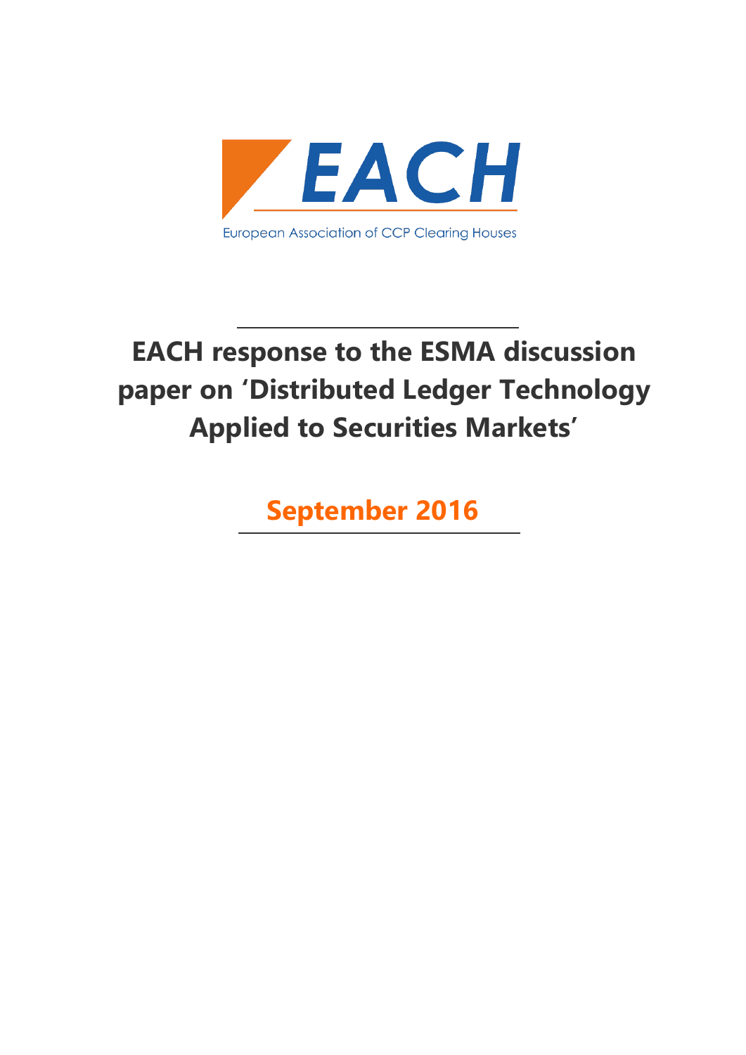EACH

European Association of CCP Clearing Houses

# EACH response to the ESMA discussion paper on 'Distributed Ledger Technology Applied to Securities Markets'

**September 2016**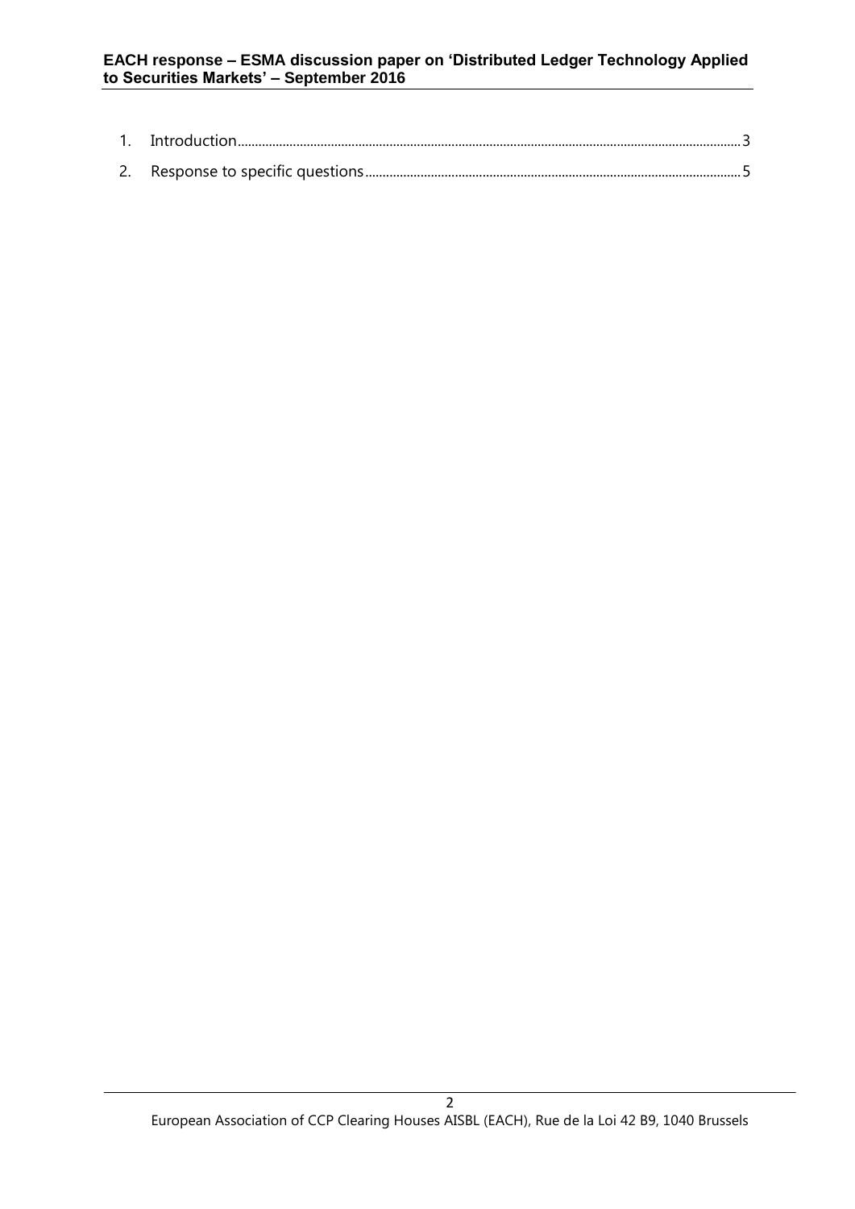1. Introduction ... 3
2. Response to specific questions ... 5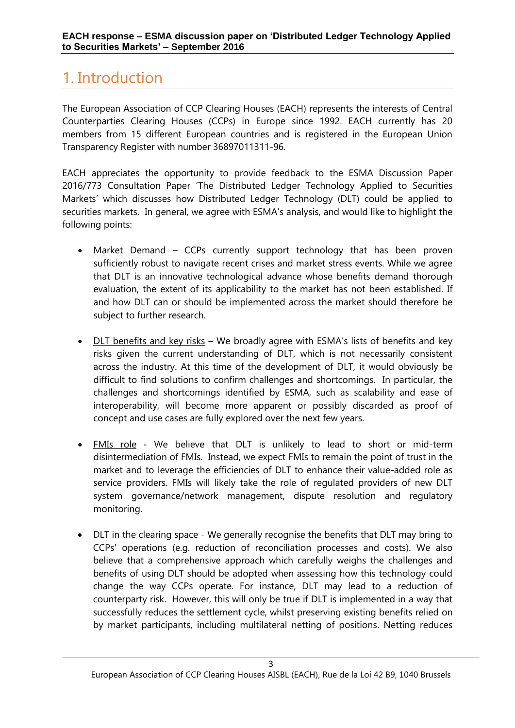# 1. Introduction

The European Association of CCP Clearing Houses (EACH) represents the interests of Central Counterparties Clearing Houses (CCPs) in Europe since 1992. EACH currently has 20 members from 15 different European countries and is registered in the European Union Transparency Register with number 36897011311-96.

EACH appreciates the opportunity to provide feedback to the ESMA Discussion Paper 2016/773 Consultation Paper 'The Distributed Ledger Technology Applied to Securities Markets' which discusses how Distributed Ledger Technology (DLT) could be applied to securities markets. In general, we agree with ESMA's analysis, and would like to highlight the following points:

- Market Demand – CCPs currently support technology that has been proven sufficiently robust to navigate recent crises and market stress events. While we agree that DLT is an innovative technological advance whose benefits demand thorough evaluation, the extent of its applicability to the market has not been established. If and how DLT can or should be implemented across the market should therefore be subject to further research.

- DLT benefits and key risks – We broadly agree with ESMA's lists of benefits and key risks given the current understanding of DLT, which is not necessarily consistent across the industry. At this time of the development of DLT, it would obviously be difficult to find solutions to confirm challenges and shortcomings. In particular, the challenges and shortcomings identified by ESMA, such as scalability and ease of interoperability, will become more apparent or possibly discarded as proof of concept and use cases are fully explored over the next few years.

- FMIs role - We believe that DLT is unlikely to lead to short or mid-term disintermediation of FMIs. Instead, we expect FMIs to remain the point of trust in the market and to leverage the efficiencies of DLT to enhance their value-added role as service providers. FMIs will likely take the role of regulated providers of new DLT system governance/network management, dispute resolution and regulatory monitoring.

- DLT in the clearing space - We generally recognise the benefits that DLT may bring to CCPs' operations (e.g. reduction of reconciliation processes and costs). We also believe that a comprehensive approach which carefully weighs the challenges and benefits of using DLT should be adopted when assessing how this technology could change the way CCPs operate. For instance, DLT may lead to a reduction of counterparty risk. However, this will only be true if DLT is implemented in a way that successfully reduces the settlement cycle, whilst preserving existing benefits relied on by market participants, including multilateral netting of positions. Netting reduces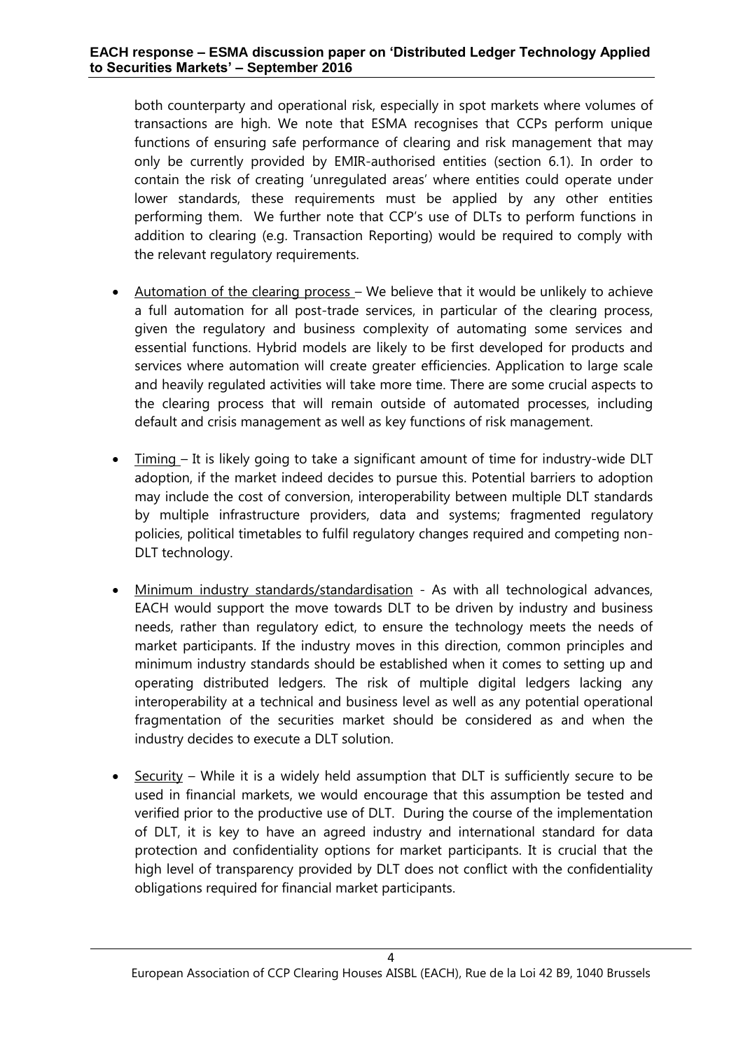both counterparty and operational risk, especially in spot markets where volumes of transactions are high. We note that ESMA recognises that CCPs perform unique functions of ensuring safe performance of clearing and risk management that may only be currently provided by EMIR-authorised entities (section 6.1). In order to contain the risk of creating 'unregulated areas' where entities could operate under lower standards, these requirements must be applied by any other entities performing them. We further note that CCP's use of DLTs to perform functions in addition to clearing (e.g. Transaction Reporting) would be required to comply with the relevant regulatory requirements.

- Automation of the clearing process – We believe that it would be unlikely to achieve a full automation for all post-trade services, in particular of the clearing process, given the regulatory and business complexity of automating some services and essential functions. Hybrid models are likely to be first developed for products and services where automation will create greater efficiencies. Application to large scale and heavily regulated activities will take more time. There are some crucial aspects to the clearing process that will remain outside of automated processes, including default and crisis management as well as key functions of risk management.

- Timing – It is likely going to take a significant amount of time for industry-wide DLT adoption, if the market indeed decides to pursue this. Potential barriers to adoption may include the cost of conversion, interoperability between multiple DLT standards by multiple infrastructure providers, data and systems; fragmented regulatory policies, political timetables to fulfil regulatory changes required and competing non-DLT technology.

- Minimum industry standards/standardisation - As with all technological advances, EACH would support the move towards DLT to be driven by industry and business needs, rather than regulatory edict, to ensure the technology meets the needs of market participants. If the industry moves in this direction, common principles and minimum industry standards should be established when it comes to setting up and operating distributed ledgers. The risk of multiple digital ledgers lacking any interoperability at a technical and business level as well as any potential operational fragmentation of the securities market should be considered as and when the industry decides to execute a DLT solution.

- Security – While it is a widely held assumption that DLT is sufficiently secure to be used in financial markets, we would encourage that this assumption be tested and verified prior to the productive use of DLT. During the course of the implementation of DLT, it is key to have an agreed industry and international standard for data protection and confidentiality options for market participants. It is crucial that the high level of transparency provided by DLT does not conflict with the confidentiality obligations required for financial market participants.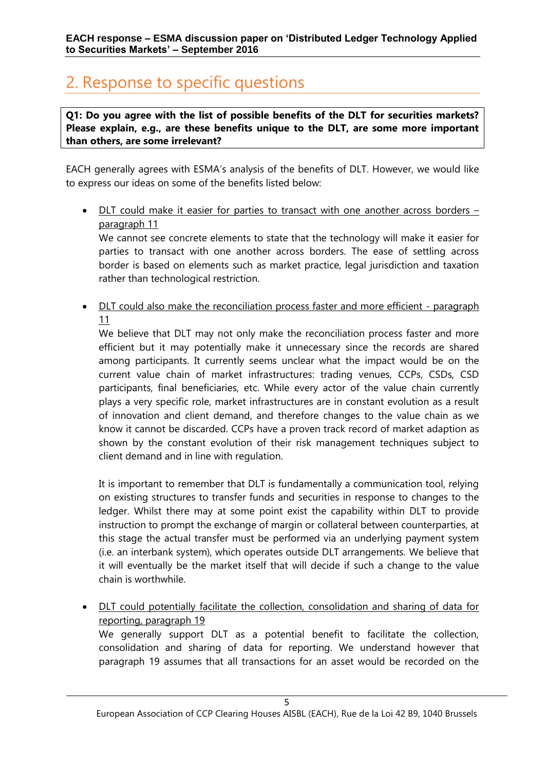## 2. Response to specific questions

**Q1: Do you agree with the list of possible benefits of the DLT for securities markets? Please explain, e.g., are these benefits unique to the DLT, are some more important than others, are some irrelevant?**

EACH generally agrees with ESMA's analysis of the benefits of DLT. However, we would like to express our ideas on some of the benefits listed below:

- <u>DLT could make it easier for parties to transact with one another across borders – paragraph 11</u>
  We cannot see concrete elements to state that the technology will make it easier for parties to transact with one another across borders. The ease of settling across border is based on elements such as market practice, legal jurisdiction and taxation rather than technological restriction.

- <u>DLT could also make the reconciliation process faster and more efficient - paragraph 11</u>
  We believe that DLT may not only make the reconciliation process faster and more efficient but it may potentially make it unnecessary since the records are shared among participants. It currently seems unclear what the impact would be on the current value chain of market infrastructures: trading venues, CCPs, CSDs, CSD participants, final beneficiaries, etc. While every actor of the value chain currently plays a very specific role, market infrastructures are in constant evolution as a result of innovation and client demand, and therefore changes to the value chain as we know it cannot be discarded. CCPs have a proven track record of market adaption as shown by the constant evolution of their risk management techniques subject to client demand and in line with regulation.

  It is important to remember that DLT is fundamentally a communication tool, relying on existing structures to transfer funds and securities in response to changes to the ledger. Whilst there may at some point exist the capability within DLT to provide instruction to prompt the exchange of margin or collateral between counterparties, at this stage the actual transfer must be performed via an underlying payment system (i.e. an interbank system), which operates outside DLT arrangements. We believe that it will eventually be the market itself that will decide if such a change to the value chain is worthwhile.

- <u>DLT could potentially facilitate the collection, consolidation and sharing of data for reporting, paragraph 19</u>
  We generally support DLT as a potential benefit to facilitate the collection, consolidation and sharing of data for reporting. We understand however that paragraph 19 assumes that all transactions for an asset would be recorded on the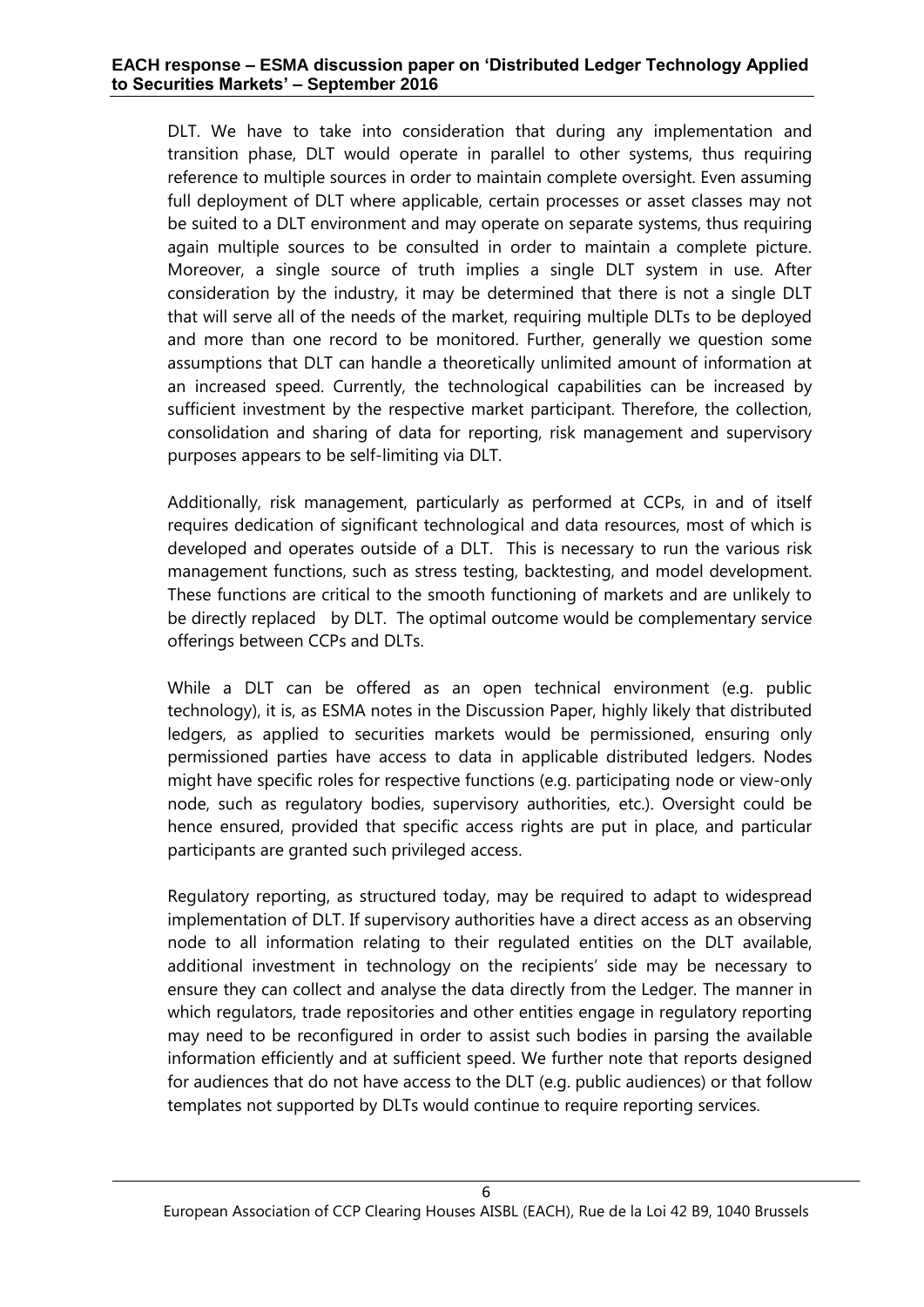DLT. We have to take into consideration that during any implementation and transition phase, DLT would operate in parallel to other systems, thus requiring reference to multiple sources in order to maintain complete oversight. Even assuming full deployment of DLT where applicable, certain processes or asset classes may not be suited to a DLT environment and may operate on separate systems, thus requiring again multiple sources to be consulted in order to maintain a complete picture. Moreover, a single source of truth implies a single DLT system in use. After consideration by the industry, it may be determined that there is not a single DLT that will serve all of the needs of the market, requiring multiple DLTs to be deployed and more than one record to be monitored. Further, generally we question some assumptions that DLT can handle a theoretically unlimited amount of information at an increased speed. Currently, the technological capabilities can be increased by sufficient investment by the respective market participant. Therefore, the collection, consolidation and sharing of data for reporting, risk management and supervisory purposes appears to be self-limiting via DLT.

Additionally, risk management, particularly as performed at CCPs, in and of itself requires dedication of significant technological and data resources, most of which is developed and operates outside of a DLT. This is necessary to run the various risk management functions, such as stress testing, backtesting, and model development. These functions are critical to the smooth functioning of markets and are unlikely to be directly replaced by DLT. The optimal outcome would be complementary service offerings between CCPs and DLTs.

While a DLT can be offered as an open technical environment (e.g. public technology), it is, as ESMA notes in the Discussion Paper, highly likely that distributed ledgers, as applied to securities markets would be permissioned, ensuring only permissioned parties have access to data in applicable distributed ledgers. Nodes might have specific roles for respective functions (e.g. participating node or view-only node, such as regulatory bodies, supervisory authorities, etc.). Oversight could be hence ensured, provided that specific access rights are put in place, and particular participants are granted such privileged access.

Regulatory reporting, as structured today, may be required to adapt to widespread implementation of DLT. If supervisory authorities have a direct access as an observing node to all information relating to their regulated entities on the DLT available, additional investment in technology on the recipients' side may be necessary to ensure they can collect and analyse the data directly from the Ledger. The manner in which regulators, trade repositories and other entities engage in regulatory reporting may need to be reconfigured in order to assist such bodies in parsing the available information efficiently and at sufficient speed. We further note that reports designed for audiences that do not have access to the DLT (e.g. public audiences) or that follow templates not supported by DLTs would continue to require reporting services.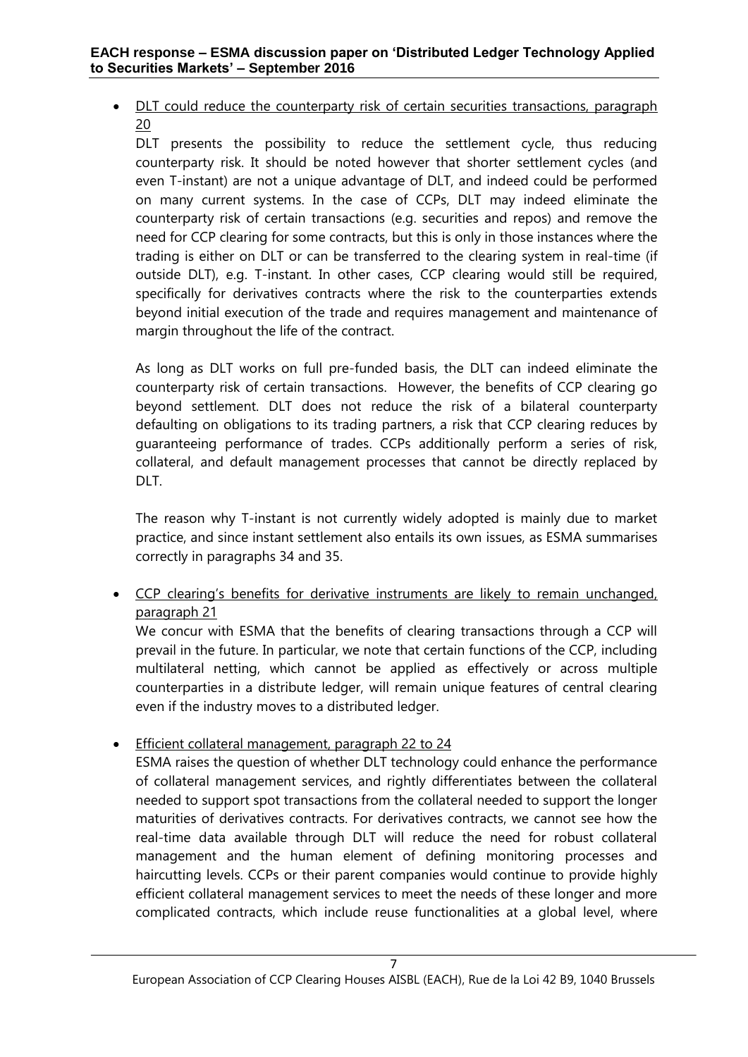- DLT could reduce the counterparty risk of certain securities transactions, paragraph 20

  DLT presents the possibility to reduce the settlement cycle, thus reducing counterparty risk. It should be noted however that shorter settlement cycles (and even T-instant) are not a unique advantage of DLT, and indeed could be performed on many current systems. In the case of CCPs, DLT may indeed eliminate the counterparty risk of certain transactions (e.g. securities and repos) and remove the need for CCP clearing for some contracts, but this is only in those instances where the trading is either on DLT or can be transferred to the clearing system in real-time (if outside DLT), e.g. T-instant. In other cases, CCP clearing would still be required, specifically for derivatives contracts where the risk to the counterparties extends beyond initial execution of the trade and requires management and maintenance of margin throughout the life of the contract.

  As long as DLT works on full pre-funded basis, the DLT can indeed eliminate the counterparty risk of certain transactions. However, the benefits of CCP clearing go beyond settlement. DLT does not reduce the risk of a bilateral counterparty defaulting on obligations to its trading partners, a risk that CCP clearing reduces by guaranteeing performance of trades. CCPs additionally perform a series of risk, collateral, and default management processes that cannot be directly replaced by DLT.

  The reason why T-instant is not currently widely adopted is mainly due to market practice, and since instant settlement also entails its own issues, as ESMA summarises correctly in paragraphs 34 and 35.

- CCP clearing's benefits for derivative instruments are likely to remain unchanged, paragraph 21

  We concur with ESMA that the benefits of clearing transactions through a CCP will prevail in the future. In particular, we note that certain functions of the CCP, including multilateral netting, which cannot be applied as effectively or across multiple counterparties in a distribute ledger, will remain unique features of central clearing even if the industry moves to a distributed ledger.

- Efficient collateral management, paragraph 22 to 24

  ESMA raises the question of whether DLT technology could enhance the performance of collateral management services, and rightly differentiates between the collateral needed to support spot transactions from the collateral needed to support the longer maturities of derivatives contracts. For derivatives contracts, we cannot see how the real-time data available through DLT will reduce the need for robust collateral management and the human element of defining monitoring processes and haircutting levels. CCPs or their parent companies would continue to provide highly efficient collateral management services to meet the needs of these longer and more complicated contracts, which include reuse functionalities at a global level, where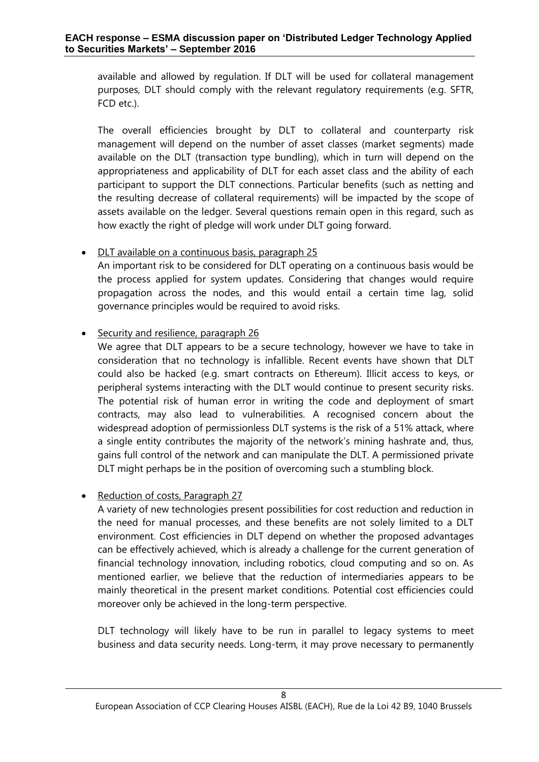available and allowed by regulation. If DLT will be used for collateral management purposes, DLT should comply with the relevant regulatory requirements (e.g. SFTR, FCD etc.).

The overall efficiencies brought by DLT to collateral and counterparty risk management will depend on the number of asset classes (market segments) made available on the DLT (transaction type bundling), which in turn will depend on the appropriateness and applicability of DLT for each asset class and the ability of each participant to support the DLT connections. Particular benefits (such as netting and the resulting decrease of collateral requirements) will be impacted by the scope of assets available on the ledger. Several questions remain open in this regard, such as how exactly the right of pledge will work under DLT going forward.

- <u>DLT available on a continuous basis, paragraph 25</u>
  An important risk to be considered for DLT operating on a continuous basis would be the process applied for system updates. Considering that changes would require propagation across the nodes, and this would entail a certain time lag, solid governance principles would be required to avoid risks.

- <u>Security and resilience, paragraph 26</u>
  We agree that DLT appears to be a secure technology, however we have to take in consideration that no technology is infallible. Recent events have shown that DLT could also be hacked (e.g. smart contracts on Ethereum). Illicit access to keys, or peripheral systems interacting with the DLT would continue to present security risks. The potential risk of human error in writing the code and deployment of smart contracts, may also lead to vulnerabilities. A recognised concern about the widespread adoption of permissionless DLT systems is the risk of a 51% attack, where a single entity contributes the majority of the network's mining hashrate and, thus, gains full control of the network and can manipulate the DLT. A permissioned private DLT might perhaps be in the position of overcoming such a stumbling block.

- <u>Reduction of costs, Paragraph 27</u>
  A variety of new technologies present possibilities for cost reduction and reduction in the need for manual processes, and these benefits are not solely limited to a DLT environment. Cost efficiencies in DLT depend on whether the proposed advantages can be effectively achieved, which is already a challenge for the current generation of financial technology innovation, including robotics, cloud computing and so on. As mentioned earlier, we believe that the reduction of intermediaries appears to be mainly theoretical in the present market conditions. Potential cost efficiencies could moreover only be achieved in the long-term perspective.

  DLT technology will likely have to be run in parallel to legacy systems to meet business and data security needs. Long-term, it may prove necessary to permanently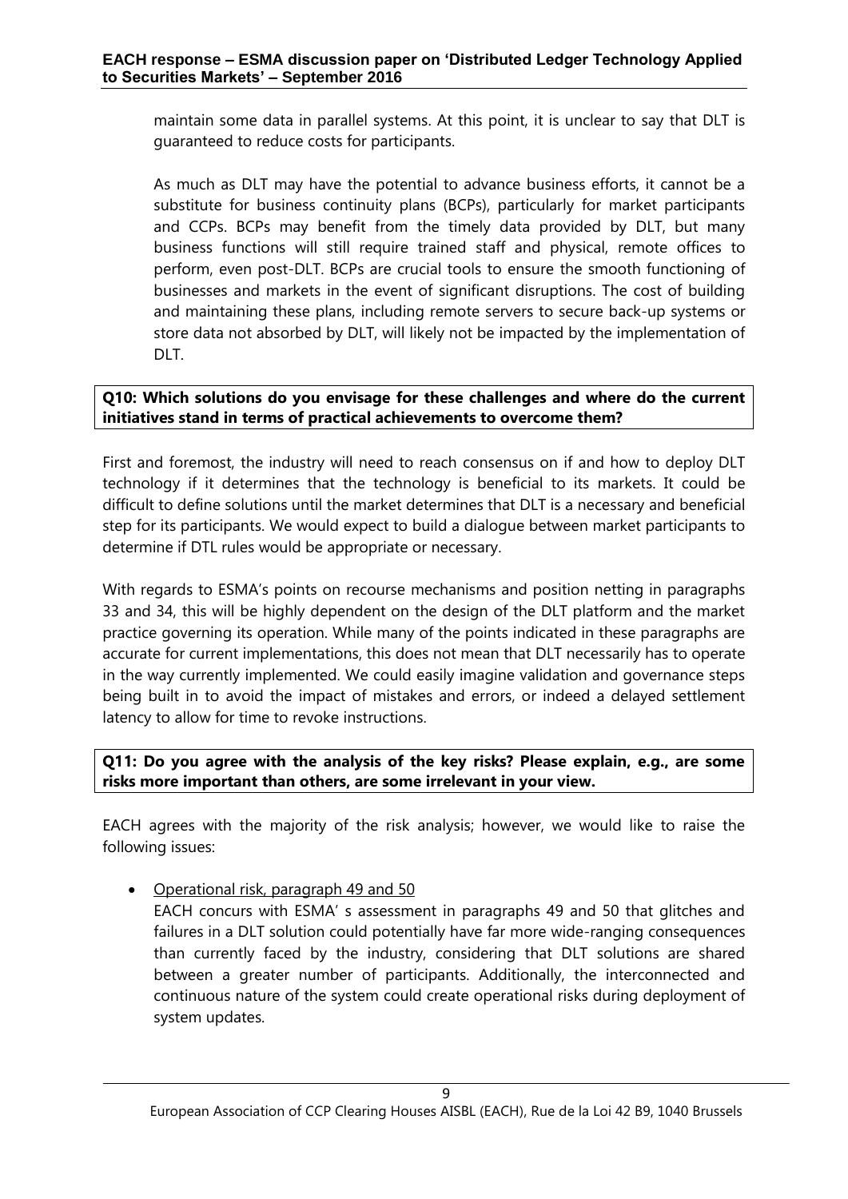maintain some data in parallel systems. At this point, it is unclear to say that DLT is guaranteed to reduce costs for participants.

As much as DLT may have the potential to advance business efforts, it cannot be a substitute for business continuity plans (BCPs), particularly for market participants and CCPs. BCPs may benefit from the timely data provided by DLT, but many business functions will still require trained staff and physical, remote offices to perform, even post-DLT. BCPs are crucial tools to ensure the smooth functioning of businesses and markets in the event of significant disruptions. The cost of building and maintaining these plans, including remote servers to secure back-up systems or store data not absorbed by DLT, will likely not be impacted by the implementation of DLT.

**Q10: Which solutions do you envisage for these challenges and where do the current initiatives stand in terms of practical achievements to overcome them?**

First and foremost, the industry will need to reach consensus on if and how to deploy DLT technology if it determines that the technology is beneficial to its markets. It could be difficult to define solutions until the market determines that DLT is a necessary and beneficial step for its participants. We would expect to build a dialogue between market participants to determine if DTL rules would be appropriate or necessary.

With regards to ESMA's points on recourse mechanisms and position netting in paragraphs 33 and 34, this will be highly dependent on the design of the DLT platform and the market practice governing its operation. While many of the points indicated in these paragraphs are accurate for current implementations, this does not mean that DLT necessarily has to operate in the way currently implemented. We could easily imagine validation and governance steps being built in to avoid the impact of mistakes and errors, or indeed a delayed settlement latency to allow for time to revoke instructions.

**Q11: Do you agree with the analysis of the key risks? Please explain, e.g., are some risks more important than others, are some irrelevant in your view.**

EACH agrees with the majority of the risk analysis; however, we would like to raise the following issues:

- Operational risk, paragraph 49 and 50
  EACH concurs with ESMA' s assessment in paragraphs 49 and 50 that glitches and failures in a DLT solution could potentially have far more wide-ranging consequences than currently faced by the industry, considering that DLT solutions are shared between a greater number of participants. Additionally, the interconnected and continuous nature of the system could create operational risks during deployment of system updates.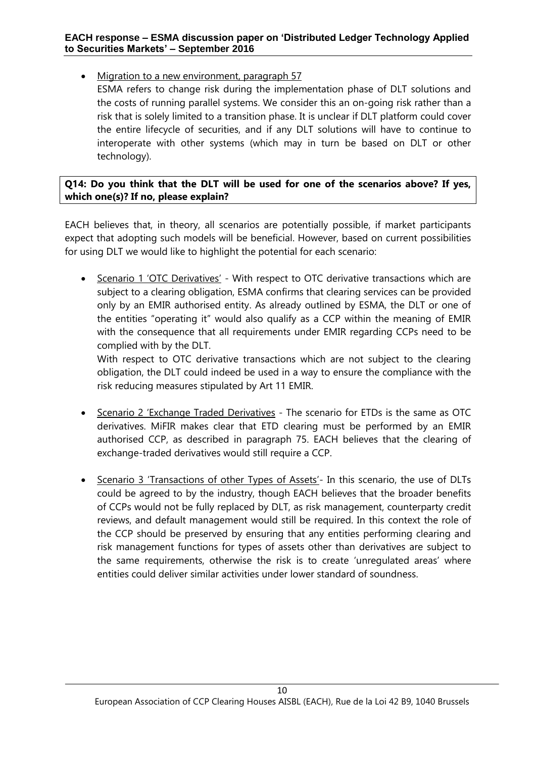- Migration to a new environment, paragraph 57

  ESMA refers to change risk during the implementation phase of DLT solutions and the costs of running parallel systems. We consider this an on-going risk rather than a risk that is solely limited to a transition phase. It is unclear if DLT platform could cover the entire lifecycle of securities, and if any DLT solutions will have to continue to interoperate with other systems (which may in turn be based on DLT or other technology).

**Q14: Do you think that the DLT will be used for one of the scenarios above? If yes, which one(s)? If no, please explain?**

EACH believes that, in theory, all scenarios are potentially possible, if market participants expect that adopting such models will be beneficial. However, based on current possibilities for using DLT we would like to highlight the potential for each scenario:

- Scenario 1 'OTC Derivatives' - With respect to OTC derivative transactions which are subject to a clearing obligation, ESMA confirms that clearing services can be provided only by an EMIR authorised entity. As already outlined by ESMA, the DLT or one of the entities "operating it" would also qualify as a CCP within the meaning of EMIR with the consequence that all requirements under EMIR regarding CCPs need to be complied with by the DLT.

  With respect to OTC derivative transactions which are not subject to the clearing obligation, the DLT could indeed be used in a way to ensure the compliance with the risk reducing measures stipulated by Art 11 EMIR.

- Scenario 2 'Exchange Traded Derivatives - The scenario for ETDs is the same as OTC derivatives. MiFIR makes clear that ETD clearing must be performed by an EMIR authorised CCP, as described in paragraph 75. EACH believes that the clearing of exchange-traded derivatives would still require a CCP.

- Scenario 3 'Transactions of other Types of Assets'- In this scenario, the use of DLTs could be agreed to by the industry, though EACH believes that the broader benefits of CCPs would not be fully replaced by DLT, as risk management, counterparty credit reviews, and default management would still be required. In this context the role of the CCP should be preserved by ensuring that any entities performing clearing and risk management functions for types of assets other than derivatives are subject to the same requirements, otherwise the risk is to create 'unregulated areas' where entities could deliver similar activities under lower standard of soundness.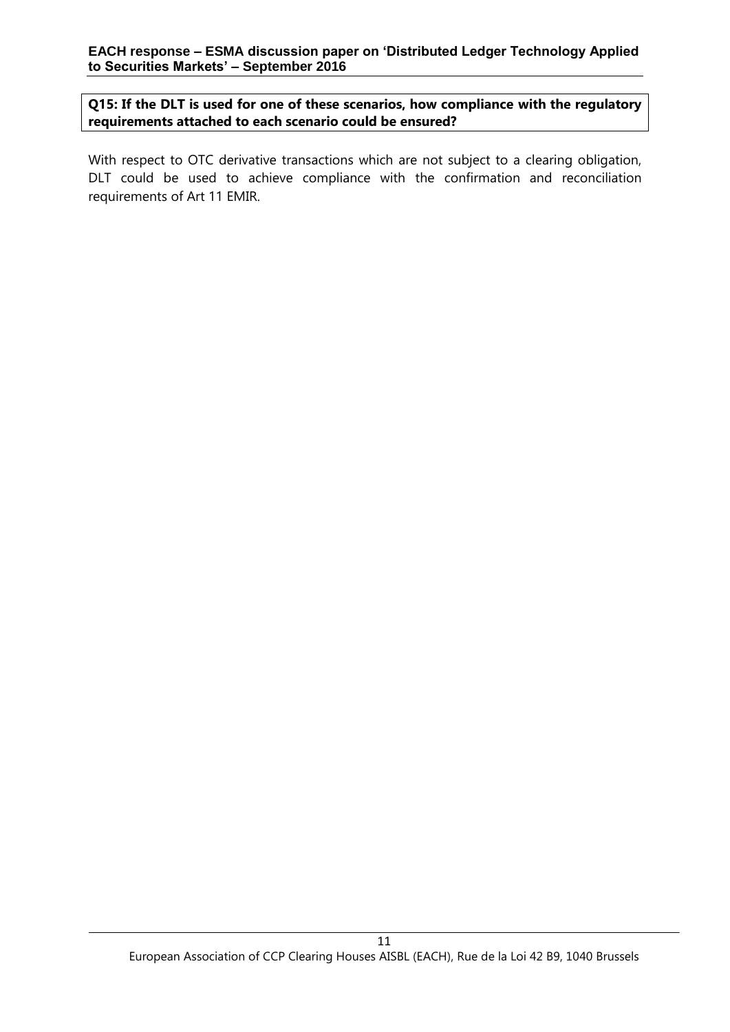**Q15: If the DLT is used for one of these scenarios, how compliance with the regulatory requirements attached to each scenario could be ensured?**

With respect to OTC derivative transactions which are not subject to a clearing obligation, DLT could be used to achieve compliance with the confirmation and reconciliation requirements of Art 11 EMIR.